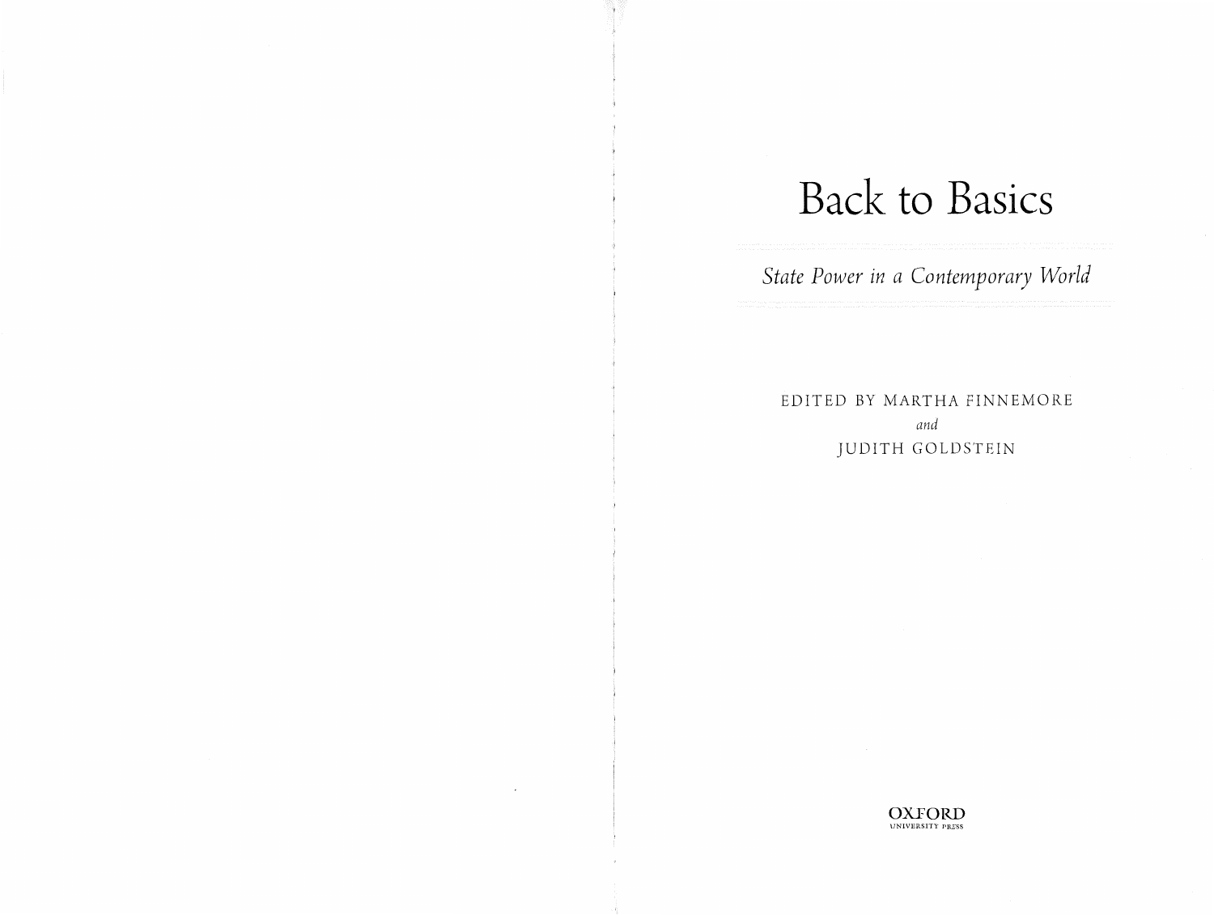# Back to Basics

*State Power in a Contemporary World*

EDITED BY MARTHA FINNEMORE

*and*

JUDITH GOLDSTEIN

OXFORD
UNIVERSITY PRESS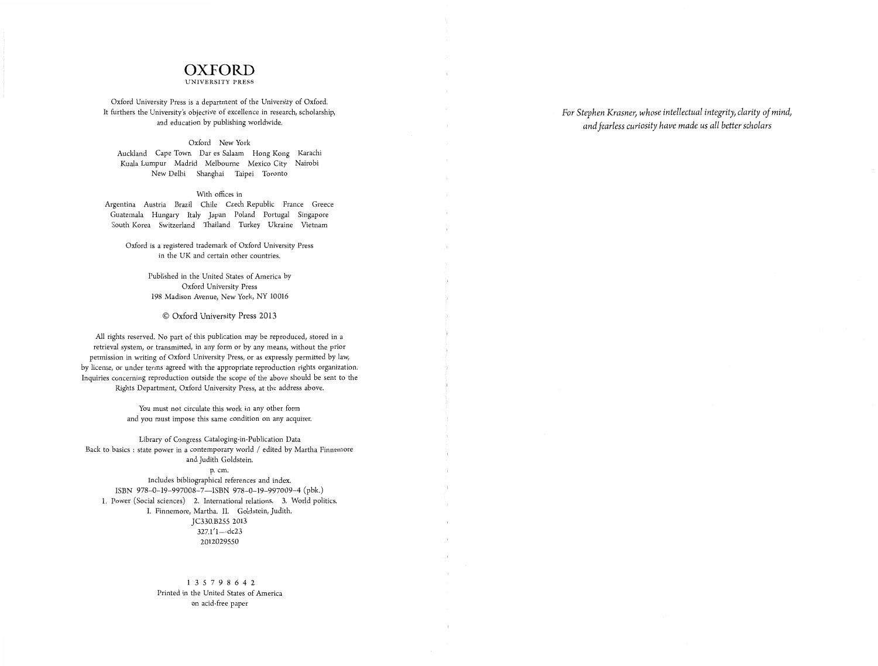# OXFORD

UNIVERSITY PRESS

Oxford University Press is a department of the University of Oxford.
It furthers the University's objective of excellence in research, scholarship,
and education by publishing worldwide.

Oxford New York

Auckland Cape Town Dar es Salaam Hong Kong Karachi
Kuala Lumpur Madrid Melbourne Mexico City Nairobi
New Delhi Shanghai Taipei Toronto

With offices in

Argentina Austria Brazil Chile Czech Republic France Greece
Guatemala Hungary Italy Japan Poland Portugal Singapore
South Korea Switzerland Thailand Turkey Ukraine Vietnam

Oxford is a registered trademark of Oxford University Press
in the UK and certain other countries.

Published in the United States of America by
Oxford University Press
198 Madison Avenue, New York, NY 10016

© Oxford University Press 2013

All rights reserved. No part of this publication may be reproduced, stored in a
retrieval system, or transmitted, in any form or by any means, without the prior
permission in writing of Oxford University Press, or as expressly permitted by law,
by license, or under terms agreed with the appropriate reproduction rights organization.
Inquiries concerning reproduction outside the scope of the above should be sent to the
Rights Department, Oxford University Press, at the address above.

You must not circulate this work in any other form
and you must impose this same condition on any acquirer.

Library of Congress Cataloging-in-Publication Data
Back to basics : state power in a contemporary world / edited by Martha Finnemore
and Judith Goldstein.
p. cm.
Includes bibliographical references and index.
ISBN 978–0–19–997008–7—ISBN 978–0–19–997009–4 (pbk.)
1. Power (Social sciences) 2. International relations. 3. World politics.
I. Finnemore, Martha. II. Goldstein, Judith.
JC330.B255 2013
327.1′1—dc23
2012029550

1 3 5 7 9 8 6 4 2
Printed in the United States of America
on acid-free paper

*For Stephen Krasner, whose intellectual integrity, clarity of mind,
and fearless curiosity have made us all better scholars*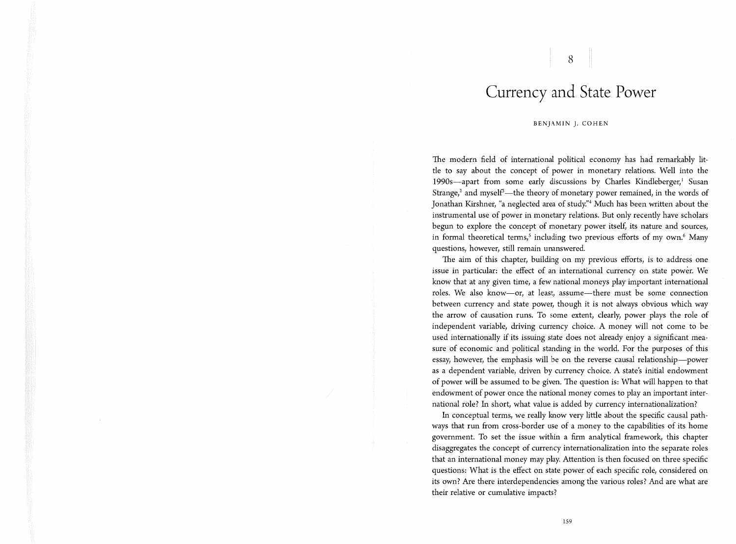# 8

# Currency and State Power

BENJAMIN J. COHEN

The modern field of international political economy has had remarkably little to say about the concept of power in monetary relations. Well into the 1990s—apart from some early discussions by Charles Kindleberger,[1] Susan Strange,[2] and myself[3]—the theory of monetary power remained, in the words of Jonathan Kirshner, "a neglected area of study."[4] Much has been written about the instrumental use of power in monetary relations. But only recently have scholars begun to explore the concept of monetary power itself, its nature and sources, in formal theoretical terms,[5] including two previous efforts of my own.[6] Many questions, however, still remain unanswered.

The aim of this chapter, building on my previous efforts, is to address one issue in particular: the effect of an international currency on state power. We know that at any given time, a few national moneys play important international roles. We also know—or, at least, assume—there must be some connection between currency and state power, though it is not always obvious which way the arrow of causation runs. To some extent, clearly, power plays the role of independent variable, driving currency choice. A money will not come to be used internationally if its issuing state does not already enjoy a significant measure of economic and political standing in the world. For the purposes of this essay, however, the emphasis will be on the reverse causal relationship—power as a dependent variable, driven by currency choice. A state's initial endowment of power will be assumed to be given. The question is: What will happen to that endowment of power once the national money comes to play an important international role? In short, what value is added by currency internationalization?

In conceptual terms, we really know very little about the specific causal pathways that run from cross-border use of a money to the capabilities of its home government. To set the issue within a firm analytical framework, this chapter disaggregates the concept of currency internationalization into the separate roles that an international money may play. Attention is then focused on three specific questions: What is the effect on state power of each specific role, considered on its own? Are there interdependencies among the various roles? And are what are their relative or cumulative impacts?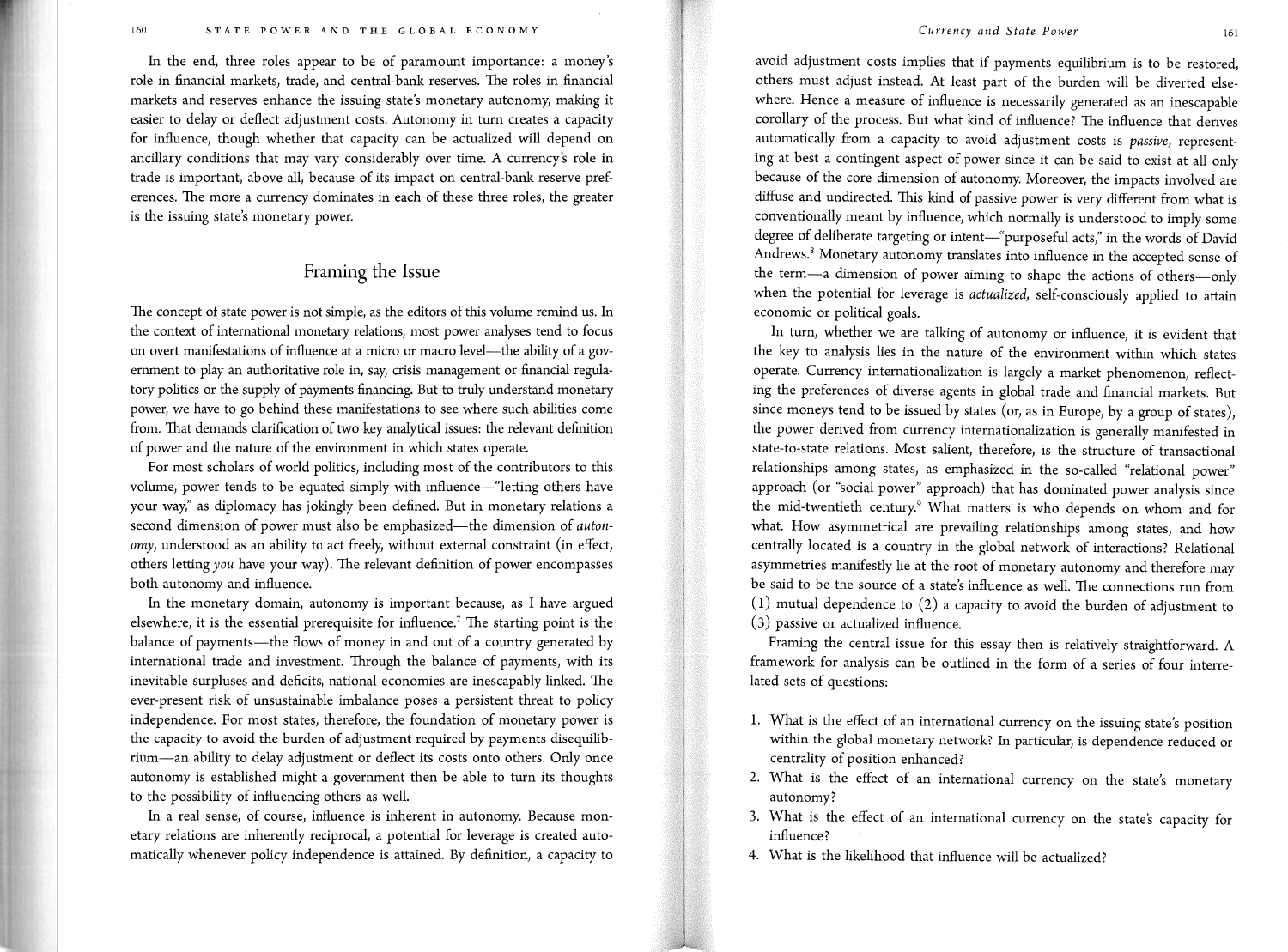In the end, three roles appear to be of paramount importance: a money's role in financial markets, trade, and central-bank reserves. The roles in financial markets and reserves enhance the issuing state's monetary autonomy, making it easier to delay or deflect adjustment costs. Autonomy in turn creates a capacity for influence, though whether that capacity can be actualized will depend on ancillary conditions that may vary considerably over time. A currency's role in trade is important, above all, because of its impact on central-bank reserve preferences. The more a currency dominates in each of these three roles, the greater is the issuing state's monetary power.

## Framing the Issue

The concept of state power is not simple, as the editors of this volume remind us. In the context of international monetary relations, most power analyses tend to focus on overt manifestations of influence at a micro or macro level—the ability of a government to play an authoritative role in, say, crisis management or financial regulatory politics or the supply of payments financing. But to truly understand monetary power, we have to go behind these manifestations to see where such abilities come from. That demands clarification of two key analytical issues: the relevant definition of power and the nature of the environment in which states operate.

For most scholars of world politics, including most of the contributors to this volume, power tends to be equated simply with influence—"letting others have your way," as diplomacy has jokingly been defined. But in monetary relations a second dimension of power must also be emphasized—the dimension of *autonomy*, understood as an ability to act freely, without external constraint (in effect, others letting *you* have your way). The relevant definition of power encompasses both autonomy and influence.

In the monetary domain, autonomy is important because, as I have argued elsewhere, it is the essential prerequisite for influence.[7] The starting point is the balance of payments—the flows of money in and out of a country generated by international trade and investment. Through the balance of payments, with its inevitable surpluses and deficits, national economies are inescapably linked. The ever-present risk of unsustainable imbalance poses a persistent threat to policy independence. For most states, therefore, the foundation of monetary power is the capacity to avoid the burden of adjustment required by payments disequilibrium—an ability to delay adjustment or deflect its costs onto others. Only once autonomy is established might a government then be able to turn its thoughts to the possibility of influencing others as well.

In a real sense, of course, influence is inherent in autonomy. Because monetary relations are inherently reciprocal, a potential for leverage is created automatically whenever policy independence is attained. By definition, a capacity to avoid adjustment costs implies that if payments equilibrium is to be restored, others must adjust instead. At least part of the burden will be diverted elsewhere. Hence a measure of influence is necessarily generated as an inescapable corollary of the process. But what kind of influence? The influence that derives automatically from a capacity to avoid adjustment costs is *passive*, representing at best a contingent aspect of power since it can be said to exist at all only because of the core dimension of autonomy. Moreover, the impacts involved are diffuse and undirected. This kind of passive power is very different from what is conventionally meant by influence, which normally is understood to imply some degree of deliberate targeting or intent—"purposeful acts," in the words of David Andrews.[8] Monetary autonomy translates into influence in the accepted sense of the term—a dimension of power aiming to shape the actions of others—only when the potential for leverage is *actualized*, self-consciously applied to attain economic or political goals.

In turn, whether we are talking of autonomy or influence, it is evident that the key to analysis lies in the nature of the environment within which states operate. Currency internationalization is largely a market phenomenon, reflecting the preferences of diverse agents in global trade and financial markets. But since moneys tend to be issued by states (or, as in Europe, by a group of states), the power derived from currency internationalization is generally manifested in state-to-state relations. Most salient, therefore, is the structure of transactional relationships among states, as emphasized in the so-called "relational power" approach (or "social power" approach) that has dominated power analysis since the mid-twentieth century.[9] What matters is who depends on whom and for what. How asymmetrical are prevailing relationships among states, and how centrally located is a country in the global network of interactions? Relational asymmetries manifestly lie at the root of monetary autonomy and therefore may be said to be the source of a state's influence as well. The connections run from (1) mutual dependence to (2) a capacity to avoid the burden of adjustment to (3) passive or actualized influence.

Framing the central issue for this essay then is relatively straightforward. A framework for analysis can be outlined in the form of a series of four interrelated sets of questions:

1. What is the effect of an international currency on the issuing state's position within the global monetary network? In particular, is dependence reduced or centrality of position enhanced?
2. What is the effect of an international currency on the state's monetary autonomy?
3. What is the effect of an international currency on the state's capacity for influence?
4. What is the likelihood that influence will be actualized?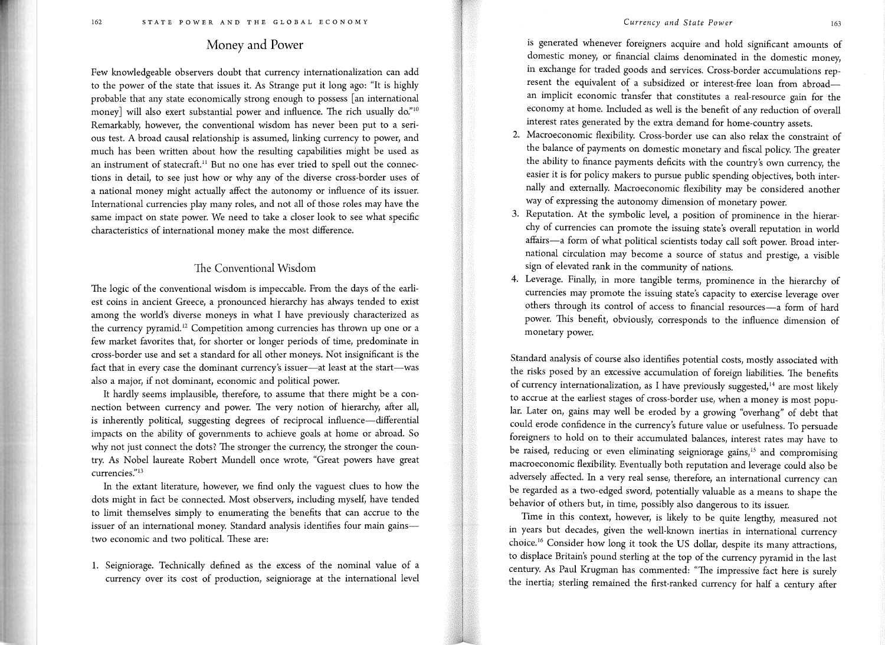## Money and Power

Few knowledgeable observers doubt that currency internationalization can add to the power of the state that issues it. As Strange put it long ago: "It is highly probable that any state economically strong enough to possess [an international money] will also exert substantial power and influence. The rich usually do."[10] Remarkably, however, the conventional wisdom has never been put to a serious test. A broad causal relationship is assumed, linking currency to power, and much has been written about how the resulting capabilities might be used as an instrument of statecraft.[11] But no one has ever tried to spell out the connections in detail, to see just how or why any of the diverse cross-border uses of a national money might actually affect the autonomy or influence of its issuer. International currencies play many roles, and not all of those roles may have the same impact on state power. We need to take a closer look to see what specific characteristics of international money make the most difference.

### The Conventional Wisdom

The logic of the conventional wisdom is impeccable. From the days of the earliest coins in ancient Greece, a pronounced hierarchy has always tended to exist among the world's diverse moneys in what I have previously characterized as the currency pyramid.[12] Competition among currencies has thrown up one or a few market favorites that, for shorter or longer periods of time, predominate in cross-border use and set a standard for all other moneys. Not insignificant is the fact that in every case the dominant currency's issuer—at least at the start—was also a major, if not dominant, economic and political power.

It hardly seems implausible, therefore, to assume that there might be a connection between currency and power. The very notion of hierarchy, after all, is inherently political, suggesting degrees of reciprocal influence—differential impacts on the ability of governments to achieve goals at home or abroad. So why not just connect the dots? The stronger the currency, the stronger the country. As Nobel laureate Robert Mundell once wrote, "Great powers have great currencies."[13]

In the extant literature, however, we find only the vaguest clues to how the dots might in fact be connected. Most observers, including myself, have tended to limit themselves simply to enumerating the benefits that can accrue to the issuer of an international money. Standard analysis identifies four main gains—two economic and two political. These are:

1. Seigniorage. Technically defined as the excess of the nominal value of a currency over its cost of production, seigniorage at the international level is generated whenever foreigners acquire and hold significant amounts of domestic money, or financial claims denominated in the domestic money, in exchange for traded goods and services. Cross-border accumulations represent the equivalent of a subsidized or interest-free loan from abroad—an implicit economic transfer that constitutes a real-resource gain for the economy at home. Included as well is the benefit of any reduction of overall interest rates generated by the extra demand for home-country assets.
2. Macroeconomic flexibility. Cross-border use can also relax the constraint of the balance of payments on domestic monetary and fiscal policy. The greater the ability to finance payments deficits with the country's own currency, the easier it is for policy makers to pursue public spending objectives, both internally and externally. Macroeconomic flexibility may be considered another way of expressing the autonomy dimension of monetary power.
3. Reputation. At the symbolic level, a position of prominence in the hierarchy of currencies can promote the issuing state's overall reputation in world affairs—a form of what political scientists today call soft power. Broad international circulation may become a source of status and prestige, a visible sign of elevated rank in the community of nations.
4. Leverage. Finally, in more tangible terms, prominence in the hierarchy of currencies may promote the issuing state's capacity to exercise leverage over others through its control of access to financial resources—a form of hard power. This benefit, obviously, corresponds to the influence dimension of monetary power.

Standard analysis of course also identifies potential costs, mostly associated with the risks posed by an excessive accumulation of foreign liabilities. The benefits of currency internationalization, as I have previously suggested,[14] are most likely to accrue at the earliest stages of cross-border use, when a money is most popular. Later on, gains may well be eroded by a growing "overhang" of debt that could erode confidence in the currency's future value or usefulness. To persuade foreigners to hold on to their accumulated balances, interest rates may have to be raised, reducing or even eliminating seigniorage gains,[15] and compromising macroeconomic flexibility. Eventually both reputation and leverage could also be adversely affected. In a very real sense, therefore, an international currency can be regarded as a two-edged sword, potentially valuable as a means to shape the behavior of others but, in time, possibly also dangerous to its issuer.

Time in this context, however, is likely to be quite lengthy, measured not in years but decades, given the well-known inertias in international currency choice.[16] Consider how long it took the US dollar, despite its many attractions, to displace Britain's pound sterling at the top of the currency pyramid in the last century. As Paul Krugman has commented: "The impressive fact here is surely the inertia; sterling remained the first-ranked currency for half a century after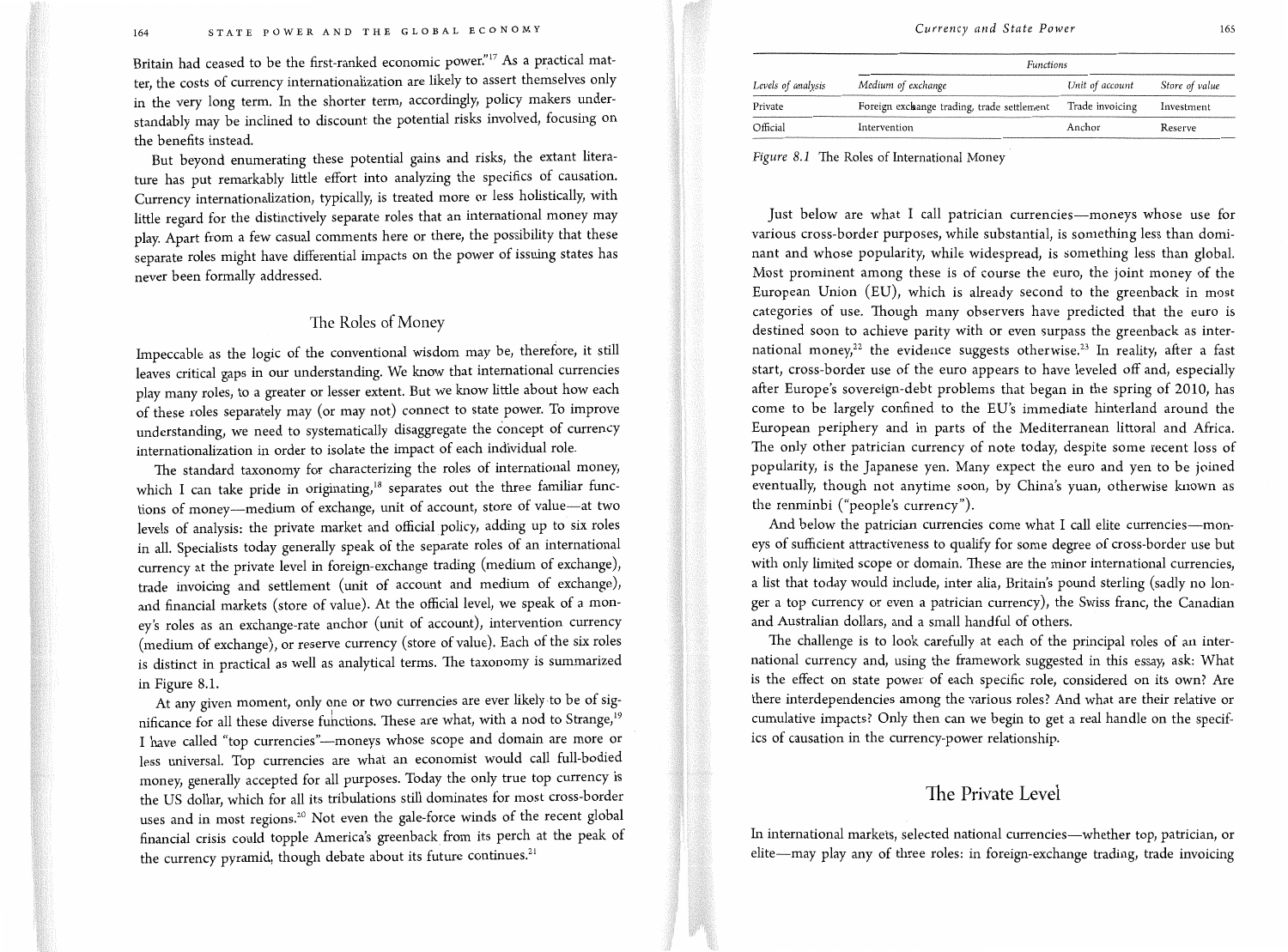Britain had ceased to be the first-ranked economic power."[17] As a practical matter, the costs of currency internationalization are likely to assert themselves only in the very long term. In the shorter term, accordingly, policy makers understandably may be inclined to discount the potential risks involved, focusing on the benefits instead.

But beyond enumerating these potential gains and risks, the extant literature has put remarkably little effort into analyzing the specifics of causation. Currency internationalization, typically, is treated more or less holistically, with little regard for the distinctively separate roles that an international money may play. Apart from a few casual comments here or there, the possibility that these separate roles might have differential impacts on the power of issuing states has never been formally addressed.

## The Roles of Money

Impeccable as the logic of the conventional wisdom may be, therefore, it still leaves critical gaps in our understanding. We know that international currencies play many roles, to a greater or lesser extent. But we know little about how each of these roles separately may (or may not) connect to state power. To improve understanding, we need to systematically disaggregate the concept of currency internationalization in order to isolate the impact of each individual role.

The standard taxonomy for characterizing the roles of international money, which I can take pride in originating,[18] separates out the three familiar functions of money—medium of exchange, unit of account, store of value—at two levels of analysis: the private market and official policy, adding up to six roles in all. Specialists today generally speak of the separate roles of an international currency at the private level in foreign-exchange trading (medium of exchange), trade invoicing and settlement (unit of account and medium of exchange), and financial markets (store of value). At the official level, we speak of a money's roles as an exchange-rate anchor (unit of account), intervention currency (medium of exchange), or reserve currency (store of value). Each of the six roles is distinct in practical as well as analytical terms. The taxonomy is summarized in Figure 8.1.

At any given moment, only one or two currencies are ever likely to be of significance for all these diverse functions. These are what, with a nod to Strange,[19] I have called "top currencies"—moneys whose scope and domain are more or less universal. Top currencies are what an economist would call full-bodied money, generally accepted for all purposes. Today the only true top currency is the US dollar, which for all its tribulations still dominates for most cross-border uses and in most regions.[20] Not even the gale-force winds of the recent global financial crisis could topple America's greenback from its perch at the peak of the currency pyramid, though debate about its future continues.[21]

| | *Functions* | | |
|---|---|---|---|
| *Levels of analysis* | *Medium of exchange* | *Unit of account* | *Store of value* |
| Private | Foreign exchange trading, trade settlement | Trade invoicing | Investment |
| Official | Intervention | Anchor | Reserve |

*Figure 8.1* The Roles of International Money

Just below are what I call patrician currencies—moneys whose use for various cross-border purposes, while substantial, is something less than dominant and whose popularity, while widespread, is something less than global. Most prominent among these is of course the euro, the joint money of the European Union (EU), which is already second to the greenback in most categories of use. Though many observers have predicted that the euro is destined soon to achieve parity with or even surpass the greenback as international money,[22] the evidence suggests otherwise.[23] In reality, after a fast start, cross-border use of the euro appears to have leveled off and, especially after Europe's sovereign-debt problems that began in the spring of 2010, has come to be largely confined to the EU's immediate hinterland around the European periphery and in parts of the Mediterranean littoral and Africa. The only other patrician currency of note today, despite some recent loss of popularity, is the Japanese yen. Many expect the euro and yen to be joined eventually, though not anytime soon, by China's yuan, otherwise known as the renminbi ("people's currency").

And below the patrician currencies come what I call elite currencies—moneys of sufficient attractiveness to qualify for some degree of cross-border use but with only limited scope or domain. These are the minor international currencies, a list that today would include, inter alia, Britain's pound sterling (sadly no longer a top currency or even a patrician currency), the Swiss franc, the Canadian and Australian dollars, and a small handful of others.

The challenge is to look carefully at each of the principal roles of an international currency and, using the framework suggested in this essay, ask: What is the effect on state power of each specific role, considered on its own? Are there interdependencies among the various roles? And what are their relative or cumulative impacts? Only then can we begin to get a real handle on the specifics of causation in the currency-power relationship.

## The Private Level

In international markets, selected national currencies—whether top, patrician, or elite—may play any of three roles: in foreign-exchange trading, trade invoicing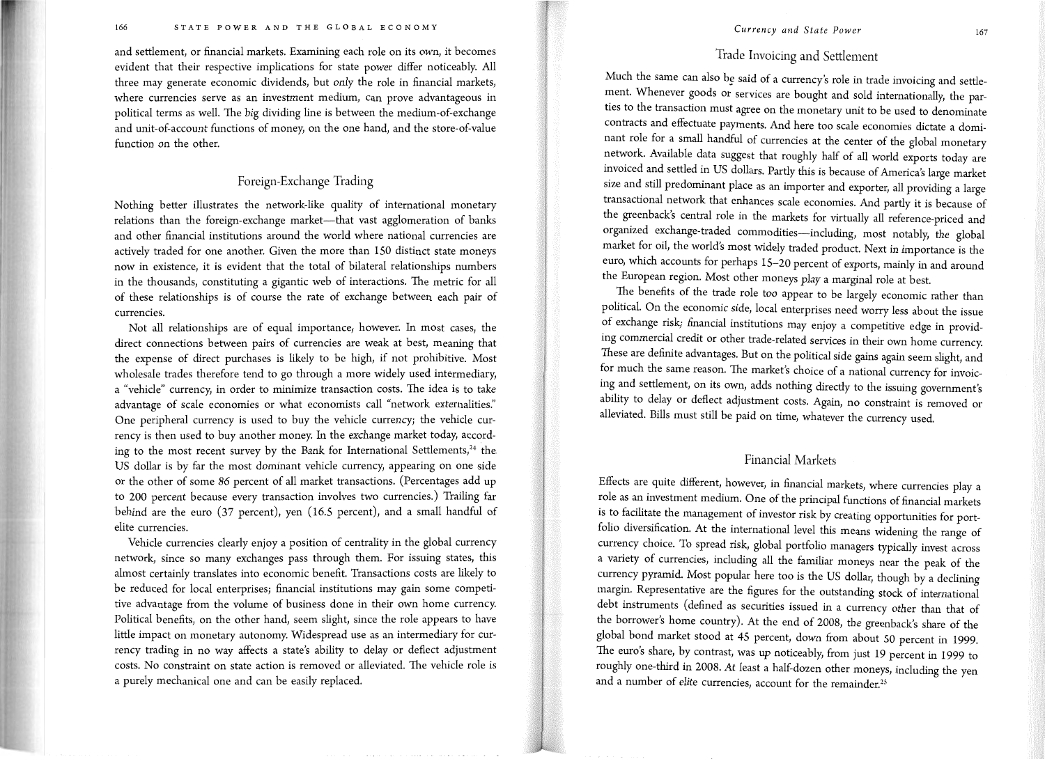and settlement, or financial markets. Examining each role on its own, it becomes evident that their respective implications for state power differ noticeably. All three may generate economic dividends, but *only* the role in financial markets, where currencies serve as an investment medium, can prove advantageous in political terms as well. The *big* dividing line is between the medium-of-exchange and unit-of-account functions of money, on the one hand, and the store-of-value function on the other.

## Foreign-Exchange Trading

Nothing better illustrates the network-like quality of international monetary relations than the foreign-exchange market—that vast agglomeration of banks and other financial institutions around the world where national currencies are actively traded for one another. Given the more than 150 distinct state moneys now in existence, it is evident that the total of bilateral relationships numbers in the thousands, constituting a gigantic web of interactions. The metric for all of these relationships is of course the rate of exchange between each pair of currencies.

Not all relationships are of equal importance, however. In most cases, the direct connections between pairs of currencies are weak at best, meaning that the expense of direct purchases is likely to be high, if not prohibitive. Most wholesale trades therefore tend to go through a more widely used intermediary, a "vehicle" currency, in order to minimize transaction costs. The idea is to take advantage of scale economies or what economists call "network externalities." One peripheral currency is used to buy the vehicle currency; the vehicle currency is then used to buy another money. In the exchange market today, according to the most recent survey by the Bank for International Settlements,[24] the US dollar is by far the most dominant vehicle currency, appearing on one side or the other of some 86 percent of all market transactions. (Percentages add up to 200 percent because every transaction involves two currencies.) Trailing far behind are the euro (37 percent), yen (16.5 percent), and a small handful of elite currencies.

Vehicle currencies clearly enjoy a position of centrality in the global currency network, since so many exchanges pass through them. For issuing states, this almost certainly translates into economic benefit. Transactions costs are likely to be reduced for local enterprises; financial institutions may gain some competitive advantage from the volume of business done in their own home currency. Political benefits, on the other hand, seem slight, since the role appears to have little impact on monetary autonomy. Widespread use as an intermediary for currency trading in no way affects a state's ability to delay or deflect adjustment costs. No constraint on state action is removed or alleviated. The vehicle role is a purely mechanical one and can be easily replaced.

## Trade Invoicing and Settlement

Much the same can also be said of a currency's role in trade invoicing and settlement. Whenever goods or services are bought and sold internationally, the parties to the transaction must agree on the monetary unit to be used to denominate contracts and effectuate payments. And here too scale economies dictate a dominant role for a small handful of currencies at the center of the global monetary network. Available data suggest that roughly half of all world exports today are invoiced and settled in US dollars. Partly this is because of America's large market size and still predominant place as an importer and exporter, all providing a large transactional network that enhances scale economies. And partly it is because of the greenback's central role in the markets for virtually all reference-priced and organized exchange-traded commodities—including, most notably, the global market for oil, the world's most widely traded product. Next in importance is the euro, which accounts for perhaps 15–20 percent of exports, mainly in and around the European region. Most other moneys play a marginal role at best.

The benefits of the trade role too appear to be largely economic rather than political. On the economic side, local enterprises need worry less about the issue of exchange risk; financial institutions may enjoy a competitive edge in providing commercial credit or other trade-related services in their own home currency. These are definite advantages. But on the political side gains again seem slight, and for much the same reason. The market's choice of a national currency for invoicing and settlement, on its own, adds nothing directly to the issuing government's ability to delay or deflect adjustment costs. Again, no constraint is removed or alleviated. Bills must still be paid on time, whatever the currency used.

## Financial Markets

Effects are quite different, however, in financial markets, where currencies play a role as an investment medium. One of the principal functions of financial markets is to facilitate the management of investor risk by creating opportunities for portfolio diversification. At the international level this means widening the range of currency choice. To spread risk, global portfolio managers typically invest across a variety of currencies, including all the familiar moneys near the peak of the currency pyramid. Most popular here too is the US dollar, though by a declining margin. Representative are the figures for the outstanding stock of international debt instruments (defined as securities issued in a currency other than that of the borrower's home country). At the end of 2008, the greenback's share of the global bond market stood at 45 percent, down from about 50 percent in 1999. The euro's share, by contrast, was up noticeably, from just 19 percent in 1999 to roughly one-third in 2008. At least a half-dozen other moneys, including the yen and a number of elite currencies, account for the remainder.[25]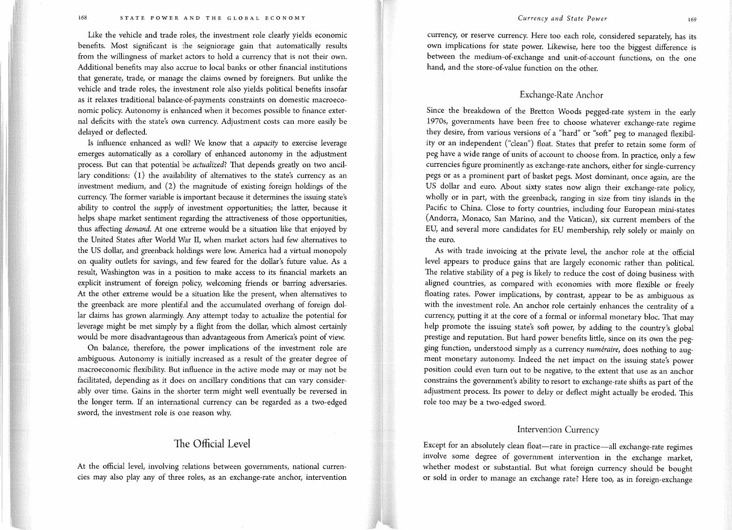Like the vehicle and trade roles, the investment role clearly yields economic benefits. Most significant is the seigniorage gain that automatically results from the willingness of market actors to hold a currency that is not their own. Additional benefits may also accrue to local banks or other financial institutions that generate, trade, or manage the claims owned by foreigners. But unlike the vehicle and trade roles, the investment role also yields political benefits insofar as it relaxes traditional balance-of-payments constraints on domestic macroeconomic policy. Autonomy is enhanced when it becomes possible to finance external deficits with the state's own currency. Adjustment costs can more easily be delayed or deflected.

Is influence enhanced as well? We know that a *capacity* to exercise leverage emerges automatically as a corollary of enhanced autonomy in the adjustment process. But can that potential be *actualized*? That depends greatly on two ancillary conditions: (1) the availability of alternatives to the state's currency as an investment medium, and (2) the magnitude of existing foreign holdings of the currency. The former variable is important because it determines the issuing state's ability to control the *supply* of investment opportunities; the latter, because it helps shape market sentiment regarding the attractiveness of those opportunities, thus affecting *demand*. At one extreme would be a situation like that enjoyed by the United States after World War II, when market actors had few alternatives to the US dollar, and greenback holdings were low. America had a virtual monopoly on quality outlets for savings, and few feared for the dollar's future value. As a result, Washington was in a position to make access to its financial markets an explicit instrument of foreign policy, welcoming friends or barring adversaries. At the other extreme would be a situation like the present, when alternatives to the greenback are more plentiful and the accumulated overhang of foreign dollar claims has grown alarmingly. Any attempt today to actualize the potential for leverage might be met simply by a flight from the dollar, which almost certainly would be more disadvantageous than advantageous from America's point of view.

On balance, therefore, the power implications of the investment role are ambiguous. Autonomy is initially increased as a result of the greater degree of macroeconomic flexibility. But influence in the active mode may or may not be facilitated, depending as it does on ancillary conditions that can vary considerably over time. Gains in the shorter term might well eventually be reversed in the longer term. If an international currency can be regarded as a two-edged sword, the investment role is one reason why.

## The Official Level

At the official level, involving relations between governments, national currencies may also play any of three roles, as an exchange-rate anchor, intervention currency, or reserve currency. Here too each role, considered separately, has its own implications for state power. Likewise, here too the biggest difference is between the medium-of-exchange and unit-of-account functions, on the one hand, and the store-of-value function on the other.

### Exchange-Rate Anchor

Since the breakdown of the Bretton Woods pegged-rate system in the early 1970s, governments have been free to choose whatever exchange-rate regime they desire, from various versions of a "hard" or "soft" peg to managed flexibility or an independent ("clean") float. States that prefer to retain some form of peg have a wide range of units of account to choose from. In practice, only a few currencies figure prominently as exchange-rate anchors, either for single-currency pegs or as a prominent part of basket pegs. Most dominant, once again, are the US dollar and euro. About sixty states now align their exchange-rate policy, wholly or in part, with the greenback, ranging in size from tiny islands in the Pacific to China. Close to forty countries, including four European mini-states (Andorra, Monaco, San Marino, and the Vatican), six current members of the EU, and several more candidates for EU membership, rely solely or mainly on the euro.

As with trade invoicing at the private level, the anchor role at the official level appears to produce gains that are largely economic rather than political. The relative stability of a peg is likely to reduce the cost of doing business with aligned countries, as compared with economies with more flexible or freely floating rates. Power implications, by contrast, appear to be as ambiguous as with the investment role. An anchor role certainly enhances the centrality of a currency, putting it at the core of a formal or informal monetary bloc. That may help promote the issuing state's soft power, by adding to the country's global prestige and reputation. But hard power benefits little, since on its own the pegging function, understood simply as a currency *numéraire*, does nothing to augment monetary autonomy. Indeed the net impact on the issuing state's power position could even turn out to be negative, to the extent that use as an anchor constrains the government's ability to resort to exchange-rate shifts as part of the adjustment process. Its power to delay or deflect might actually be eroded. This role too may be a two-edged sword.

### Intervention Currency

Except for an absolutely clean float—rare in practice—all exchange-rate regimes involve some degree of government intervention in the exchange market, whether modest or substantial. But what foreign currency should be bought or sold in order to manage an exchange rate? Here too, as in foreign-exchange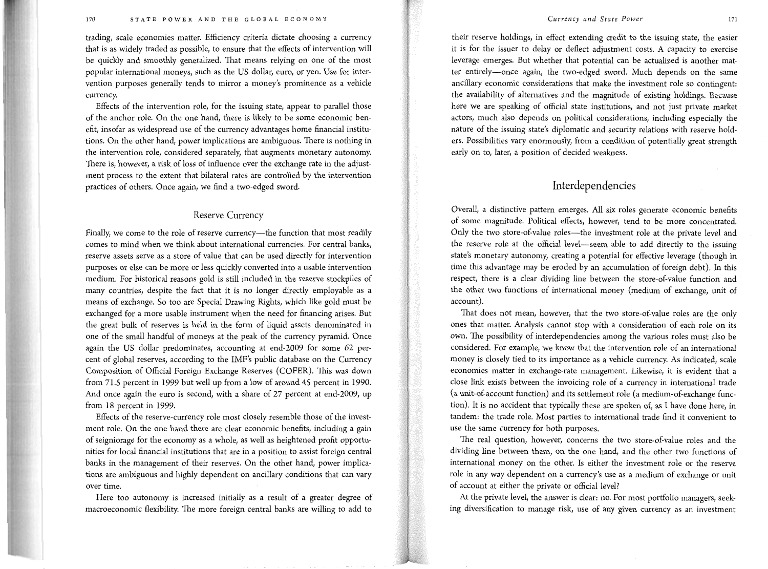trading, scale economies matter. Efficiency criteria dictate choosing a currency that is as widely traded as possible, to ensure that the effects of intervention will be quickly and smoothly generalized. That means relying on one of the most popular international moneys, such as the US dollar, euro, or yen. Use for intervention purposes generally tends to mirror a money's prominence as a vehicle currency.

Effects of the intervention role, for the issuing state, appear to parallel those of the anchor role. On the one hand, there is likely to be some economic benefit, insofar as widespread use of the currency advantages home financial institutions. On the other hand, power implications are ambiguous. There is nothing in the intervention role, considered separately, that augments monetary autonomy. There is, however, a risk of loss of influence over the exchange rate in the adjustment process to the extent that bilateral rates are controlled by the intervention practices of others. Once again, we find a two-edged sword.

## Reserve Currency

Finally, we come to the role of reserve currency—the function that most readily comes to mind when we think about international currencies. For central banks, reserve assets serve as a store of value that can be used directly for intervention purposes or else can be more or less quickly converted into a usable intervention medium. For historical reasons gold is still included in the reserve stockpiles of many countries, despite the fact that it is no longer directly employable as a means of exchange. So too are Special Drawing Rights, which like gold must be exchanged for a more usable instrument when the need for financing arises. But the great bulk of reserves is held in the form of liquid assets denominated in one of the small handful of moneys at the peak of the currency pyramid. Once again the US dollar predominates, accounting at end-2009 for some 62 percent of global reserves, according to the IMF's public database on the Currency Composition of Official Foreign Exchange Reserves (COFER). This was down from 71.5 percent in 1999 but well up from a low of around 45 percent in 1990. And once again the euro is second, with a share of 27 percent at end-2009, up from 18 percent in 1999.

Effects of the reserve-currency role most closely resemble those of the investment role. On the one hand there are clear economic benefits, including a gain of seigniorage for the economy as a whole, as well as heightened profit opportunities for local financial institutions that are in a position to assist foreign central banks in the management of their reserves. On the other hand, power implications are ambiguous and highly dependent on ancillary conditions that can vary over time.

Here too autonomy is increased initially as a result of a greater degree of macroeconomic flexibility. The more foreign central banks are willing to add to their reserve holdings, in effect extending credit to the issuing state, the easier it is for the issuer to delay or deflect adjustment costs. A capacity to exercise leverage emerges. But whether that potential can be actualized is another matter entirely—once again, the two-edged sword. Much depends on the same ancillary economic considerations that make the investment role so contingent: the availability of alternatives and the magnitude of existing holdings. Because here we are speaking of official state institutions, and not just private market actors, much also depends on political considerations, including especially the nature of the issuing state's diplomatic and security relations with reserve holders. Possibilities vary enormously, from a condition of potentially great strength early on to, later, a position of decided weakness.

## Interdependencies

Overall, a distinctive pattern emerges. All six roles generate economic benefits of some magnitude. Political effects, however, tend to be more concentrated. Only the two store-of-value roles—the investment role at the private level and the reserve role at the official level—seem able to add directly to the issuing state's monetary autonomy, creating a potential for effective leverage (though in time this advantage may be eroded by an accumulation of foreign debt). In this respect, there is a clear dividing line between the store-of-value function and the other two functions of international money (medium of exchange, unit of account).

That does not mean, however, that the two store-of-value roles are the only ones that matter. Analysis cannot stop with a consideration of each role on its own. The possibility of interdependencies among the various roles must also be considered. For example, we know that the intervention role of an international money is closely tied to its importance as a vehicle currency. As indicated, scale economies matter in exchange-rate management. Likewise, it is evident that a close link exists between the invoicing role of a currency in international trade (a unit-of-account function) and its settlement role (a medium-of-exchange function). It is no accident that typically these are spoken of, as I have done here, in tandem: the trade role. Most parties to international trade find it convenient to use the same currency for both purposes.

The real question, however, concerns the two store-of-value roles and the dividing line between them, on the one hand, and the other two functions of international money on the other. Is either the investment role or the reserve role in any way dependent on a currency's use as a medium of exchange or unit of account at either the private or official level?

At the private level, the answer is clear: no. For most portfolio managers, seeking diversification to manage risk, use of any given currency as an investment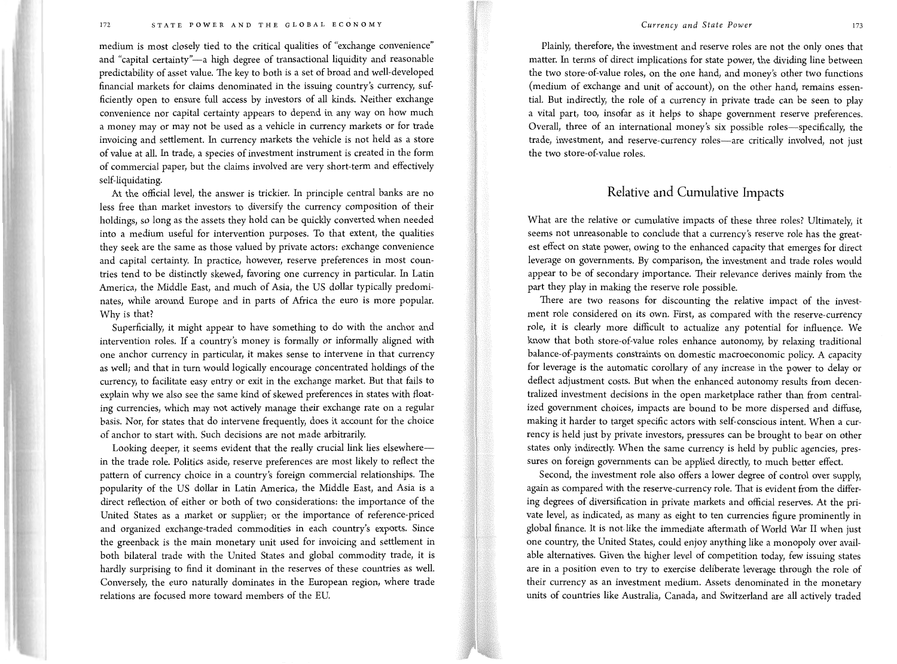medium is most closely tied to the critical qualities of "exchange convenience" and "capital certainty"—a high degree of transactional liquidity and reasonable predictability of asset value. The key to both is a set of broad and well-developed financial markets for claims denominated in the issuing country's currency, sufficiently open to ensure full access by investors of all kinds. Neither exchange convenience nor capital certainty appears to depend in any way on how much a money may or may not be used as a vehicle in currency markets or for trade invoicing and settlement. In currency markets the vehicle is not held as a store of value at all. In trade, a species of investment instrument is created in the form of commercial paper, but the claims involved are very short-term and effectively self-liquidating.

At the official level, the answer is trickier. In principle central banks are no less free than market investors to diversify the currency composition of their holdings, so long as the assets they hold can be quickly converted when needed into a medium useful for intervention purposes. To that extent, the qualities they seek are the same as those valued by private actors: exchange convenience and capital certainty. In practice, however, reserve preferences in most countries tend to be distinctly skewed, favoring one currency in particular. In Latin America, the Middle East, and much of Asia, the US dollar typically predominates, while around Europe and in parts of Africa the euro is more popular. Why is that?

Superficially, it might appear to have something to do with the anchor and intervention roles. If a country's money is formally or informally aligned with one anchor currency in particular, it makes sense to intervene in that currency as well; and that in turn would logically encourage concentrated holdings of the currency, to facilitate easy entry or exit in the exchange market. But that fails to explain why we also see the same kind of skewed preferences in states with floating currencies, which may not actively manage their exchange rate on a regular basis. Nor, for states that do intervene frequently, does it account for the choice of anchor to start with. Such decisions are not made arbitrarily.

Looking deeper, it seems evident that the really crucial link lies elsewhere—in the trade role. Politics aside, reserve preferences are most likely to reflect the pattern of currency choice in a country's foreign commercial relationships. The popularity of the US dollar in Latin America, the Middle East, and Asia is a direct reflection of either or both of two considerations: the importance of the United States as a market or supplier; or the importance of reference-priced and organized exchange-traded commodities in each country's exports. Since the greenback is the main monetary unit used for invoicing and settlement in both bilateral trade with the United States and global commodity trade, it is hardly surprising to find it dominant in the reserves of these countries as well. Conversely, the euro naturally dominates in the European region, where trade relations are focused more toward members of the EU.

Plainly, therefore, the investment and reserve roles are not the only ones that matter. In terms of direct implications for state power, the dividing line between the two store-of-value roles, on the one hand, and money's other two functions (medium of exchange and unit of account), on the other hand, remains essential. But indirectly, the role of a currency in private trade can be seen to play a vital part, too, insofar as it helps to shape government reserve preferences. Overall, three of an international money's six possible roles—specifically, the trade, investment, and reserve-currency roles—are critically involved, not just the two store-of-value roles.

## Relative and Cumulative Impacts

What are the relative or cumulative impacts of these three roles? Ultimately, it seems not unreasonable to conclude that a currency's reserve role has the greatest effect on state power, owing to the enhanced capacity that emerges for direct leverage on governments. By comparison, the investment and trade roles would appear to be of secondary importance. Their relevance derives mainly from the part they play in making the reserve role possible.

There are two reasons for discounting the relative impact of the investment role considered on its own. First, as compared with the reserve-currency role, it is clearly more difficult to actualize any potential for influence. We know that both store-of-value roles enhance autonomy, by relaxing traditional balance-of-payments constraints on domestic macroeconomic policy. A capacity for leverage is the automatic corollary of any increase in the power to delay or deflect adjustment costs. But when the enhanced autonomy results from decentralized investment decisions in the open marketplace rather than from centralized government choices, impacts are bound to be more dispersed and diffuse, making it harder to target specific actors with self-conscious intent. When a currency is held just by private investors, pressures can be brought to bear on other states only indirectly. When the same currency is held by public agencies, pressures on foreign governments can be applied directly, to much better effect.

Second, the investment role also offers a lower degree of control over supply, again as compared with the reserve-currency role. That is evident from the differing degrees of diversification in private markets and official reserves. At the private level, as indicated, as many as eight to ten currencies figure prominently in global finance. It is not like the immediate aftermath of World War II when just one country, the United States, could enjoy anything like a monopoly over available alternatives. Given the higher level of competition today, few issuing states are in a position even to try to exercise deliberate leverage through the role of their currency as an investment medium. Assets denominated in the monetary units of countries like Australia, Canada, and Switzerland are all actively traded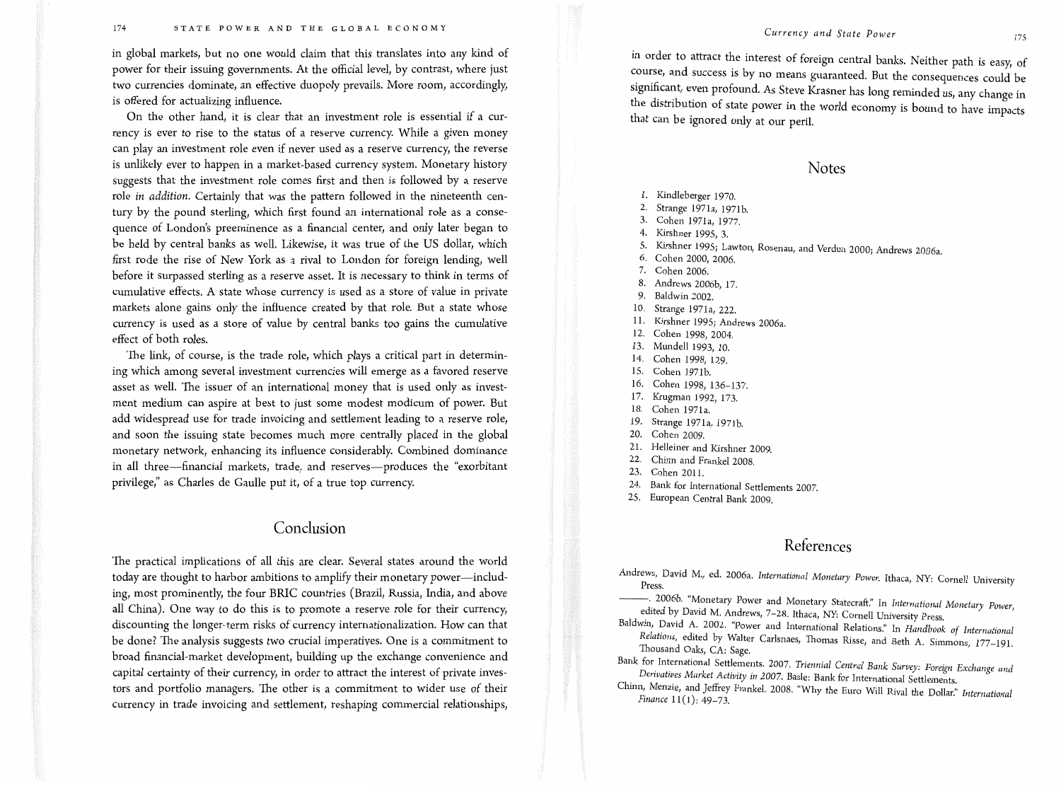in global markets, but no one would claim that this translates into any kind of power for their issuing governments. At the official level, by contrast, where just two currencies dominate, an effective duopoly prevails. More room, accordingly, is offered for actualizing influence.

On the other hand, it is clear that an investment role is essential *if* a currency is ever to rise to the status of a reserve currency. While a given money can play an investment role even if never used as a reserve currency, the reverse is unlikely ever to happen in a market-based currency system. Monetary history suggests that the investment role comes first and then is followed by a reserve role *in addition*. Certainly that was the pattern followed in the nineteenth century by the pound sterling, which first found an international role as a consequence of London's preeminence as a financial center, and only later began to be held by central banks as well. Likewise, it was true of the US dollar, which first rode the rise of New York as a rival to London for foreign lending, well before it surpassed sterling as a reserve asset. It is necessary to think in terms of cumulative effects. A state whose currency is used as a store of value in private markets alone gains only the influence created by that role. But a state whose currency is used as a store of value by central banks too gains the cumulative effect of both roles.

The link, of course, is the trade role, which plays a critical part in determining which among several investment currencies will emerge as a favored reserve asset as well. The issuer of an international money that is used only as investment medium can aspire at best to just some modest modicum of power. But add widespread use for trade invoicing and settlement leading to a reserve role, and soon the issuing state becomes much more centrally placed in the global monetary network, enhancing its influence considerably. Combined dominance in all three—financial markets, trade, and reserves—produces the "exorbitant privilege," as Charles de Gaulle put it, of a true top currency.

## Conclusion

The practical implications of all this are clear. Several states around the world today are thought to harbor ambitions to amplify their monetary power—including, most prominently, the four BRIC countries (Brazil, Russia, India, and above all China). One way to do this is to promote a reserve role for their currency, discounting the longer-term risks of currency internationalization. How can that be done? The analysis suggests two crucial imperatives. One is a commitment to broad financial-market development, building up the exchange convenience and capital certainty of their currency, in order to attract the interest of private investors and portfolio managers. The other is a commitment to wider use of their currency in trade invoicing and settlement, reshaping commercial relationships, in order to attract the interest of foreign central banks. Neither path is easy, of course, and success is by no means guaranteed. But the consequences could be significant, even profound. As Steve Krasner has long reminded us, any change in the distribution of state power in the world economy is bound to have impacts that can be ignored only at our peril.

## Notes

1. Kindleberger 1970.
2. Strange 1971a, 1971b.
3. Cohen 1971a, 1977.
4. Kirshner 1995, 3.
5. Kirshner 1995; Lawton, Rosenau, and Verdun 2000; Andrews 2006a.
6. Cohen 2000, 2006.
7. Cohen 2006.
8. Andrews 2006b, 17.
9. Baldwin 2002.
10. Strange 1971a, 222.
11. Kirshner 1995; Andrews 2006a.
12. Cohen 1998, 2004.
13. Mundell 1993, 10.
14. Cohen 1998, 129.
15. Cohen 1971b.
16. Cohen 1998, 136–137.
17. Krugman 1992, 173.
18. Cohen 1971a.
19. Strange 1971a, 1971b.
20. Cohen 2009.
21. Helleiner and Kirshner 2009.
22. Chinn and Frankel 2008.
23. Cohen 2011.
24. Bank for International Settlements 2007.
25. European Central Bank 2009.

## References

Andrews, David M., ed. 2006a. *International Monetary Power*. Ithaca, NY: Cornell University Press.

———. 2006b. "Monetary Power and Monetary Statecraft." In *International Monetary Power*, edited by David M. Andrews, 7–28. Ithaca, NY: Cornell University Press.

Baldwin, David A. 2002. "Power and International Relations." In *Handbook of International Relations*, edited by Walter Carlsnaes, Thomas Risse, and Beth A. Simmons, 177–191. Thousand Oaks, CA: Sage.

Bank for International Settlements. 2007. *Triennial Central Bank Survey: Foreign Exchange and Derivatives Market Activity in 2007*. Basle: Bank for International Settlements.

Chinn, Menzie, and Jeffrey Frankel. 2008. "Why the Euro Will Rival the Dollar." *International Finance* 11(1): 49–73.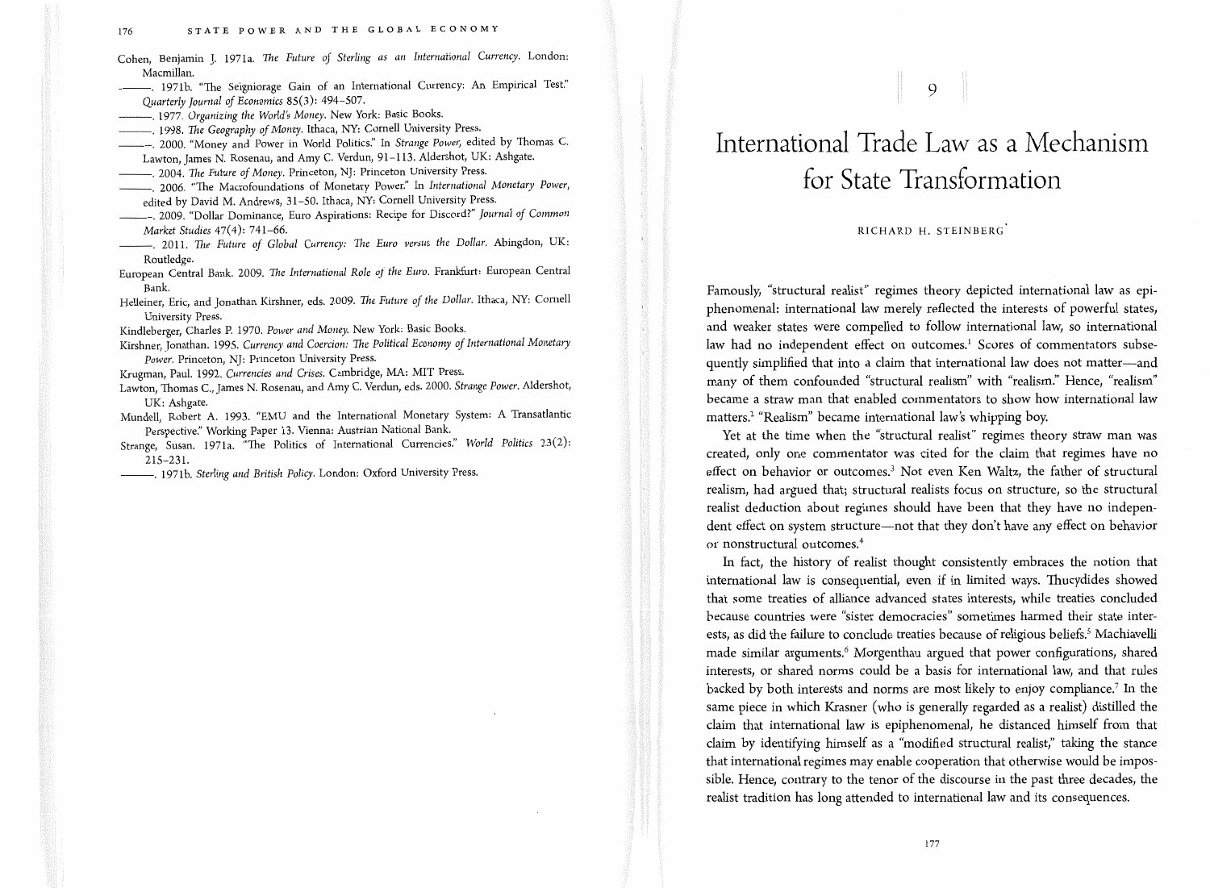Cohen, Benjamin J. 1971a. *The Future of Sterling as an International Currency*. London: Macmillan.

———. 1971b. "The Seigniorage Gain of an International Currency: An Empirical Test." *Quarterly Journal of Economics* 85(3): 494–507.

———. 1977. *Organizing the World's Money*. New York: Basic Books.

———. 1998. *The Geography of Money*. Ithaca, NY: Cornell University Press.

———. 2000. "Money and Power in World Politics." In *Strange Power*, edited by Thomas C. Lawton, James N. Rosenau, and Amy C. Verdun, 91–113. Aldershot, UK: Ashgate.

———. 2004. *The Future of Money*. Princeton, NJ: Princeton University Press.

———. 2006. "The Macrofoundations of Monetary Power." In *International Monetary Power*, edited by David M. Andrews, 31–50. Ithaca, NY: Cornell University Press.

———. 2009. "Dollar Dominance, Euro Aspirations: Recipe for Discord?" *Journal of Common Market Studies* 47(4): 741–66.

———. 2011. *The Future of Global Currency: The Euro versus the Dollar*. Abingdon, UK: Routledge.

European Central Bank. 2009. *The International Role of the Euro*. Frankfurt: European Central Bank.

Helleiner, Eric, and Jonathan Kirshner, eds. 2009. *The Future of the Dollar*. Ithaca, NY: Cornell University Press.

Kindleberger, Charles P. 1970. *Power and Money*. New York: Basic Books.

Kirshner, Jonathan. 1995. *Currency and Coercion: The Political Economy of International Monetary Power*. Princeton, NJ: Princeton University Press.

Krugman, Paul. 1992. *Currencies and Crises*. Cambridge, MA: MIT Press.

Lawton, Thomas C., James N. Rosenau, and Amy C. Verdun, eds. 2000. *Strange Power*. Aldershot, UK: Ashgate.

Mundell, Robert A. 1993. "EMU and the International Monetary System: A Transatlantic Perspective." Working Paper 13. Vienna: Austrian National Bank.

Strange, Susan. 1971a. "The Politics of International Currencies." *World Politics* 23(2): 215–231.

———. 1971b. *Sterling and British Policy*. London: Oxford University Press.

# 9

# International Trade Law as a Mechanism for State Transformation

RICHARD H. STEINBERG*

Famously, "structural realist" regimes theory depicted international law as epiphenomenal: international law merely reflected the interests of powerful states, and weaker states were compelled to follow international law, so international law had no independent effect on outcomes.[1] Scores of commentators subsequently simplified that into a claim that international law does not matter—and many of them confounded "structural realism" with "realism." Hence, "realism" became a straw man that enabled commentators to show how international law matters.[2] "Realism" became international law's whipping boy.

Yet at the time when the "structural realist" regimes theory straw man was created, only one commentator was cited for the claim that regimes have no effect on behavior or outcomes.[3] Not even Ken Waltz, the father of structural realism, had argued that; structural realists focus on structure, so the structural realist deduction about regimes should have been that they have no independent effect on system structure—not that they don't have any effect on behavior or nonstructural outcomes.[4]

In fact, the history of realist thought consistently embraces the notion that international law is consequential, even if in limited ways. Thucydides showed that some treaties of alliance advanced states interests, while treaties concluded because countries were "sister democracies" sometimes harmed their state interests, as did the failure to conclude treaties because of religious beliefs.[5] Machiavelli made similar arguments.[6] Morgenthau argued that power configurations, shared interests, or shared norms could be a basis for international law, and that rules backed by both interests and norms are most likely to enjoy compliance.[7] In the same piece in which Krasner (who is generally regarded as a realist) distilled the claim that international law is epiphenomenal, he distanced himself from that claim by identifying himself as a "modified structural realist," taking the stance that international regimes may enable cooperation that otherwise would be impossible. Hence, contrary to the tenor of the discourse in the past three decades, the realist tradition has long attended to international law and its consequences.